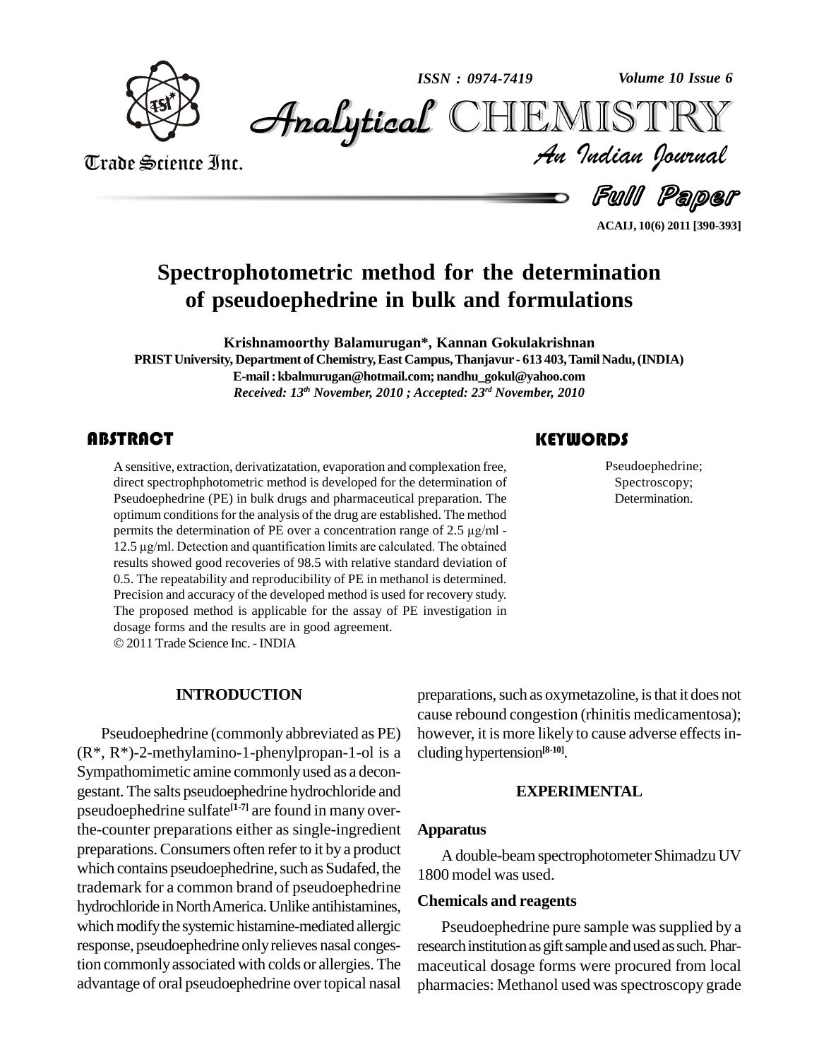# Spectrophotometric method for the determination of pseudoephedrine in bulk and formulations

**Krishnamoorthy Balamurugan*, Kannan Gokulakrishnan**

**PRIST University, Department of Chemistry, East Campus, Thanjavur - 613 403, Tamil Nadu, (INDIA)**

**E-mail : kbalmurugan@hotmail.com; nandhu_gokul@yahoo.com**

***Received: 13th November, 2010 ; Accepted: 23rd November, 2010***

## ABSTRACT

A sensitive, extraction, derivatizatation, evaporation and complexation free, direct spectrophphotometric method is developed for the determination of Pseudoephedrine (PE) in bulk drugs and pharmaceutical preparation. The optimum conditions for the analysis of the drug are established. The method permits the determination of PE over a concentration range of 2.5 µg/ml - 12.5 µg/ml. Detection and quantification limits are calculated. The obtained results showed good recoveries of 98.5 with relative standard deviation of 0.5. The repeatability and reproducibility of PE in methanol is determined. Precision and accuracy of the developed method is used for recovery study. The proposed method is applicable for the assay of PE investigation in dosage forms and the results are in good agreement.

© 2011 Trade Science Inc. - INDIA

## KEYWORDS

Pseudoephedrine;
Spectroscopy;
Determination.

## INTRODUCTION

Pseudoephedrine (commonly abbreviated as PE) (R*, R*)-2-methylamino-1-phenylpropan-1-ol is a Sympathomimetic amine commonly used as a decongestant. The salts pseudoephedrine hydrochloride and pseudoephedrine sulfate[1-7] are found in many over-the-counter preparations either as single-ingredient preparations. Consumers often refer to it by a product which contains pseudoephedrine, such as Sudafed, the trademark for a common brand of pseudoephedrine hydrochloride in North America. Unlike antihistamines, which modify the systemic histamine-mediated allergic response, pseudoephedrine only relieves nasal congestion commonly associated with colds or allergies. The advantage of oral pseudoephedrine over topical nasal preparations, such as oxymetazoline, is that it does not cause rebound congestion (rhinitis medicamentosa); however, it is more likely to cause adverse effects including hypertension[8-10].

## EXPERIMENTAL

### Apparatus

A double-beam spectrophotometer Shimadzu UV 1800 model was used.

### Chemicals and reagents

Pseudoephedrine pure sample was supplied by a research institution as gift sample and used as such. Pharmaceutical dosage forms were procured from local pharmacies: Methanol used was spectroscopy grade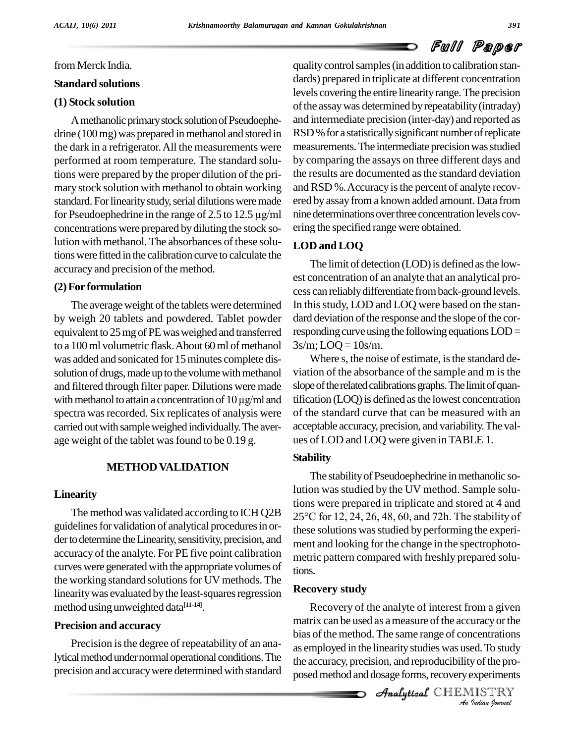from Merck India.

### Standard solutions

#### (1) Stock solution

A methanolic primary stock solution of Pseudoephedrine (100 mg) was prepared in methanol and stored in the dark in a refrigerator. All the measurements were performed at room temperature. The standard solutions were prepared by the proper dilution of the primary stock solution with methanol to obtain working standard. For linearity study, serial dilutions were made for Pseudoephedrine in the range of 2.5 to 12.5 μg/ml concentrations were prepared by diluting the stock solution with methanol. The absorbances of these solutions were fitted in the calibration curve to calculate the accuracy and precision of the method.

#### (2) For formulation

The average weight of the tablets were determined by weigh 20 tablets and powdered. Tablet powder equivalent to 25 mg of PE was weighed and transferred to a 100 ml volumetric flask. About 60 ml of methanol was added and sonicated for 15 minutes complete dissolution of drugs, made up to the volume with methanol and filtered through filter paper. Dilutions were made with methanol to attain a concentration of 10 μg/ml and spectra was recorded. Six replicates of analysis were carried out with sample weighed individually. The average weight of the tablet was found to be 0.19 g.

## METHOD VALIDATION

### Linearity

The method was validated according to ICH Q2B guidelines for validation of analytical procedures in order to determine the Linearity, sensitivity, precision, and accuracy of the analyte. For PE five point calibration curves were generated with the appropriate volumes of the working standard solutions for UV methods. The linearity was evaluated by the least-squares regression method using unweighted data[11-14].

### Precision and accuracy

Precision is the degree of repeatability of an analytical method under normal operational conditions. The precision and accuracy were determined with standard quality control samples (in addition to calibration standards) prepared in triplicate at different concentration levels covering the entire linearity range. The precision of the assay was determined by repeatability (intraday) and intermediate precision (inter-day) and reported as RSD % for a statistically significant number of replicate measurements. The intermediate precision was studied by comparing the assays on three different days and the results are documented as the standard deviation and RSD %. Accuracy is the percent of analyte recovered by assay from a known added amount. Data from nine determinations over three concentration levels covering the specified range were obtained.

### LOD and LOQ

The limit of detection (LOD) is defined as the lowest concentration of an analyte that an analytical process can reliably differentiate from back-ground levels. In this study, LOD and LOQ were based on the standard deviation of the response and the slope of the corresponding curve using the following equations LOD = $3s/m$; LOQ = $10s/m$.

Where s, the noise of estimate, is the standard deviation of the absorbance of the sample and m is the slope of the related calibrations graphs. The limit of quantification (LOQ) is defined as the lowest concentration of the standard curve that can be measured with an acceptable accuracy, precision, and variability. The values of LOD and LOQ were given in TABLE 1.

### Stability

The stability of Pseudoephedrine in methanolic solution was studied by the UV method. Sample solutions were prepared in triplicate and stored at 4 and 25°C for 12, 24, 26, 48, 60, and 72h. The stability of these solutions was studied by performing the experiment and looking for the change in the spectrophotometric pattern compared with freshly prepared solutions.

### Recovery study

Recovery of the analyte of interest from a given matrix can be used as a measure of the accuracy or the bias of the method. The same range of concentrations as employed in the linearity studies was used. To study the accuracy, precision, and reproducibility of the proposed method and dosage forms, recovery experiments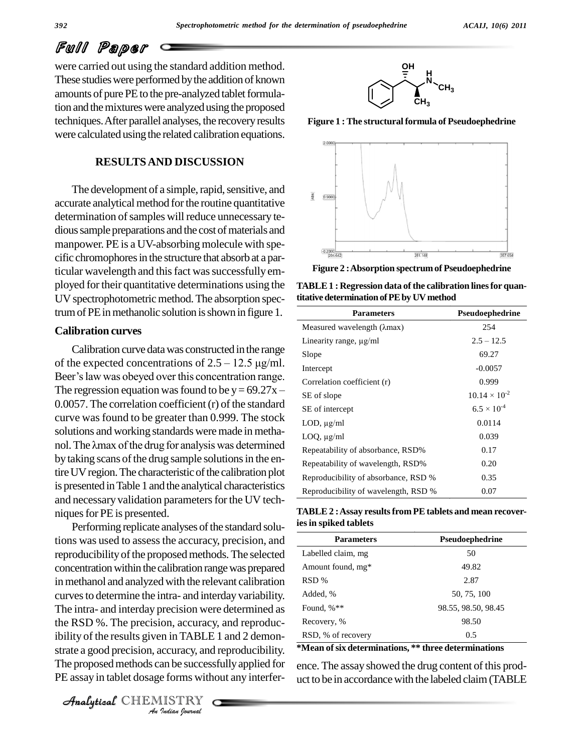were carried out using the standard addition method. These studies were performed by the addition of known amounts of pure PE to the pre-analyzed tablet formulation and the mixtures were analyzed using the proposed techniques. After parallel analyses, the recovery results were calculated using the related calibration equations.

## RESULTS AND DISCUSSION

The development of a simple, rapid, sensitive, and accurate analytical method for the routine quantitative determination of samples will reduce unnecessary tedious sample preparations and the cost of materials and manpower. PE is a UV-absorbing molecule with specific chromophores in the structure that absorb at a particular wavelength and this fact was successfully employed for their quantitative determinations using the UV spectrophotometric method. The absorption spectrum of PE in methanolic solution is shown in figure 1.

### Calibration curves

Calibration curve data was constructed in the range of the expected concentrations of 2.5 – 12.5 µg/ml. Beer's law was obeyed over this concentration range. The regression equation was found to be $y = 69.27x - 0.0057$. The correlation coefficient (r) of the standard curve was found to be greater than 0.999. The stock solutions and working standards were made in methanol. The λmax of the drug for analysis was determined by taking scans of the drug sample solutions in the entire UV region. The characteristic of the calibration plot is presented in Table 1 and the analytical characteristics and necessary validation parameters for the UV techniques for PE is presented.

Performing replicate analyses of the standard solutions was used to assess the accuracy, precision, and reproducibility of the proposed methods. The selected concentration within the calibration range was prepared in methanol and analyzed with the relevant calibration curves to determine the intra- and interday variability. The intra- and interday precision were determined as the RSD %. The precision, accuracy, and reproducibility of the results given in TABLE 1 and 2 demonstrate a good precision, accuracy, and reproducibility. The proposed methods can be successfully applied for PE assay in tablet dosage forms without any interference. The assay showed the drug content of this product to be in accordance with the labeled claim (TABLE

**Figure 1 : The structural formula of Pseudoephedrine**

**Figure 2 : Absorption spectrum of Pseudoephedrine**

**TABLE 1 : Regression data of the calibration lines for quantitative determination of PE by UV method**

| Parameters | Pseudoephedrine |
|---|---|
| Measured wavelength (λmax) | 254 |
| Linearity range, µg/ml | 2.5 – 12.5 |
| Slope | 69.27 |
| Intercept | -0.0057 |
| Correlation coefficient (r) | 0.999 |
| SE of slope | $10.14 \times 10^{-2}$ |
| SE of intercept | $6.5 \times 10^{-4}$ |
| LOD, µg/ml | 0.0114 |
| LOQ, µg/ml | 0.039 |
| Repeatability of absorbance, RSD% | 0.17 |
| Repeatability of wavelength, RSD% | 0.20 |
| Reproducibility of absorbance, RSD % | 0.35 |
| Reproducibility of wavelength, RSD % | 0.07 |

**TABLE 2 : Assay results from PE tablets and mean recoveries in spiked tablets**

| Parameters | Pseudoephedrine |
|---|---|
| Labelled claim, mg | 50 |
| Amount found, mg* | 49.82 |
| RSD % | 2.87 |
| Added, % | 50, 75, 100 |
| Found, %** | 98.55, 98.50, 98.45 |
| Recovery, % | 98.50 |
| RSD, % of recovery | 0.5 |

**\*Mean of six determinations, \*\* three determinations**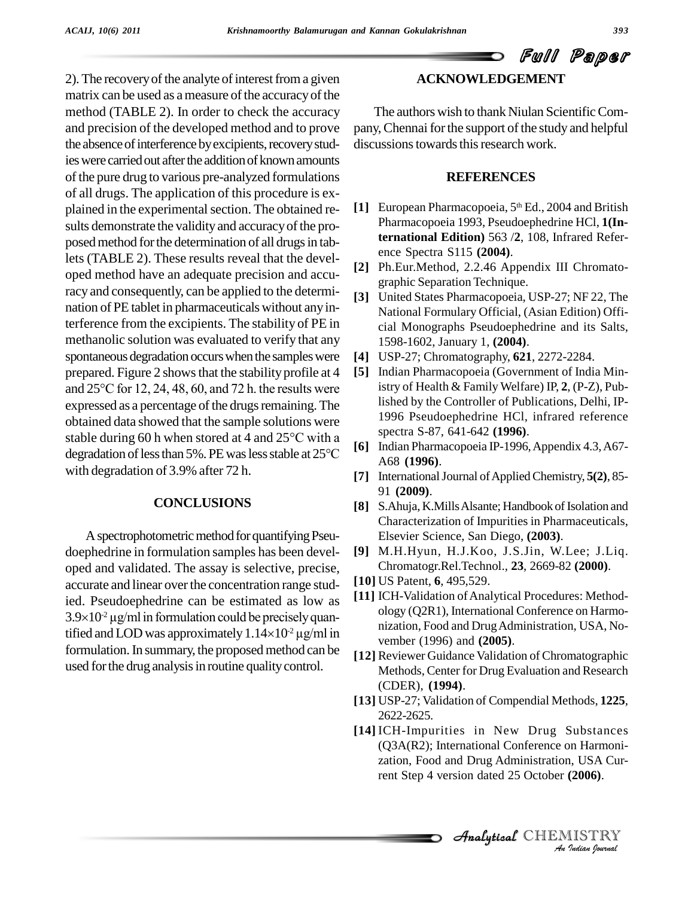2). The recovery of the analyte of interest from a given matrix can be used as a measure of the accuracy of the method (TABLE 2). In order to check the accuracy and precision of the developed method and to prove the absence of interference by excipients, recovery studies were carried out after the addition of known amounts of the pure drug to various pre-analyzed formulations of all drugs. The application of this procedure is explained in the experimental section. The obtained results demonstrate the validity and accuracy of the proposed method for the determination of all drugs in tablets (TABLE 2). These results reveal that the developed method have an adequate precision and accuracy and consequently, can be applied to the determination of PE tablet in pharmaceuticals without any interference from the excipients. The stability of PE in methanolic solution was evaluated to verify that any spontaneous degradation occurs when the samples were prepared. Figure 2 shows that the stability profile at 4 and 25°C for 12, 24, 48, 60, and 72 h. the results were expressed as a percentage of the drugs remaining. The obtained data showed that the sample solutions were stable during 60 h when stored at 4 and 25°C with a degradation of less than 5%. PE was less stable at 25°C with degradation of 3.9% after 72 h.

## CONCLUSIONS

A spectrophotometric method for quantifying Pseudoephedrine in formulation samples has been developed and validated. The assay is selective, precise, accurate and linear over the concentration range studied. Pseudoephedrine can be estimated as low as $3.9 \times 10^{-2}$ μg/ml in formulation could be precisely quantified and LOD was approximately $1.14 \times 10^{-2}$ μg/ml in formulation. In summary, the proposed method can be used for the drug analysis in routine quality control.

## ACKNOWLEDGEMENT

The authors wish to thank Niulan Scientific Company, Chennai for the support of the study and helpful discussions towards this research work.

## REFERENCES

**[1]** European Pharmacopoeia, 5th Ed., 2004 and British Pharmacopoeia 1993, Pseudoephedrine HCl, **1(International Edition)** 563 /**2**, 108, Infrared Reference Spectra S115 **(2004)**.

**[2]** Ph.Eur.Method, 2.2.46 Appendix III Chromatographic Separation Technique.

**[3]** United States Pharmacopoeia, USP-27; NF 22, The National Formulary Official, (Asian Edition) Official Monographs Pseudoephedrine and its Salts, 1598-1602, January 1, **(2004)**.

**[4]** USP-27; Chromatography, **621**, 2272-2284.

**[5]** Indian Pharmacopoeia (Government of India Ministry of Health & Family Welfare) IP, **2**, (P-Z), Published by the Controller of Publications, Delhi, IP-1996 Pseudoephedrine HCl, infrared reference spectra S-87, 641-642 **(1996)**.

**[6]** Indian Pharmacopoeia IP-1996, Appendix 4.3, A67-A68 **(1996)**.

**[7]** International Journal of Applied Chemistry, **5(2)**, 85-91 **(2009)**.

**[8]** S.Ahuja, K.Mills Alsante; Handbook of Isolation and Characterization of Impurities in Pharmaceuticals, Elsevier Science, San Diego, **(2003)**.

**[9]** M.H.Hyun, H.J.Koo, J.S.Jin, W.Lee; J.Liq. Chromatogr.Rel.Technol., **23**, 2669-82 **(2000)**.

**[10]** US Patent, **6**, 495,529.

**[11]** ICH-Validation of Analytical Procedures: Methodology (Q2R1), International Conference on Harmonization, Food and Drug Administration, USA, November (1996) and **(2005)**.

**[12]** Reviewer Guidance Validation of Chromatographic Methods, Center for Drug Evaluation and Research (CDER), **(1994)**.

**[13]** USP-27; Validation of Compendial Methods, **1225**, 2622-2625.

**[14]** ICH-Impurities in New Drug Substances (Q3A(R2); International Conference on Harmonization, Food and Drug Administration, USA Current Step 4 version dated 25 October **(2006)**.